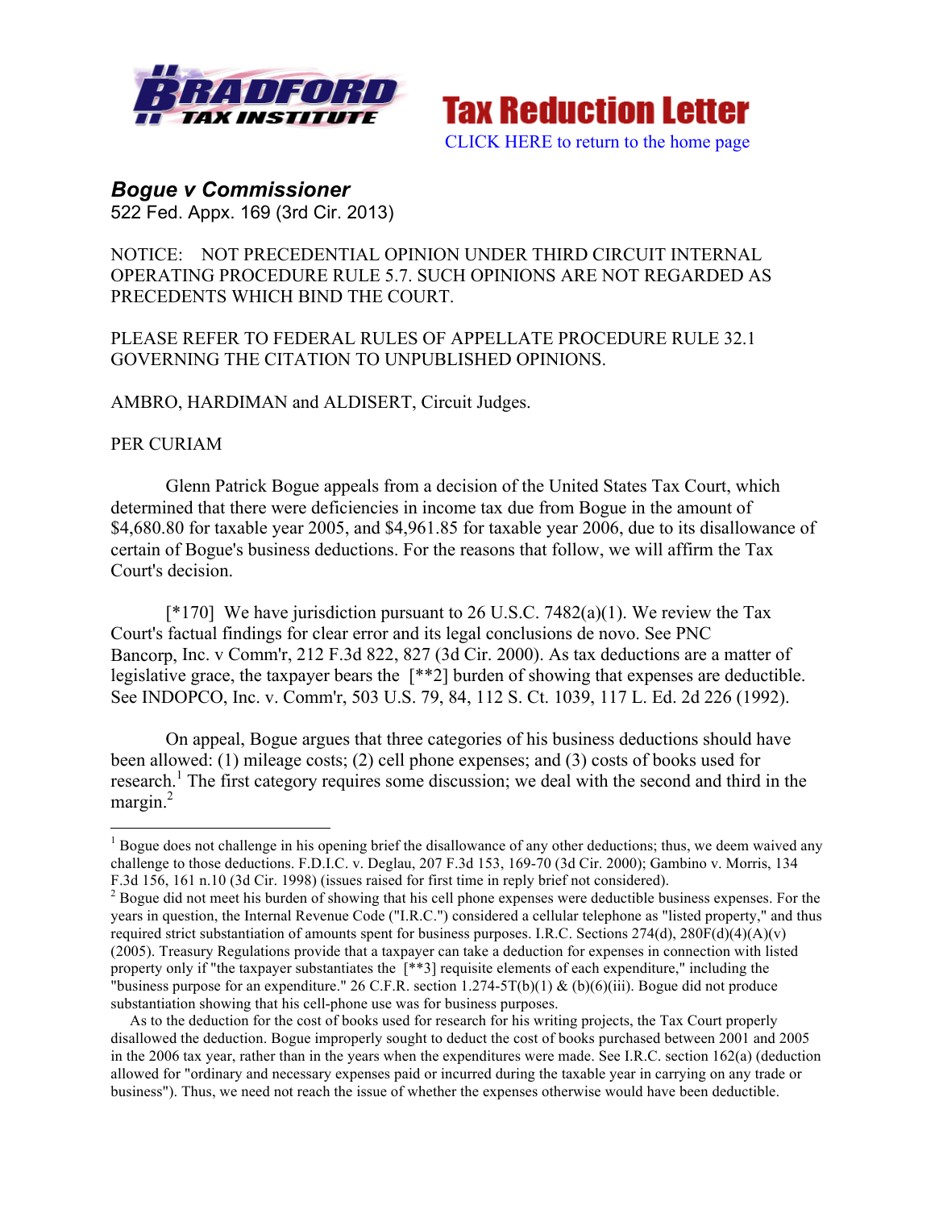Tax Reduction Letter

CLICK HERE to return to the home page

## *Bogue v Commissioner*

522 Fed. Appx. 169 (3rd Cir. 2013)

NOTICE: NOT PRECEDENTIAL OPINION UNDER THIRD CIRCUIT INTERNAL OPERATING PROCEDURE RULE 5.7. SUCH OPINIONS ARE NOT REGARDED AS PRECEDENTS WHICH BIND THE COURT.

PLEASE REFER TO FEDERAL RULES OF APPELLATE PROCEDURE RULE 32.1 GOVERNING THE CITATION TO UNPUBLISHED OPINIONS.

AMBRO, HARDIMAN and ALDISERT, Circuit Judges.

PER CURIAM

Glenn Patrick Bogue appeals from a decision of the United States Tax Court, which determined that there were deficiencies in income tax due from Bogue in the amount of $4,680.80 for taxable year 2005, and $4,961.85 for taxable year 2006, due to its disallowance of certain of Bogue's business deductions. For the reasons that follow, we will affirm the Tax Court's decision.

[*170] We have jurisdiction pursuant to 26 U.S.C. 7482(a)(1). We review the Tax Court's factual findings for clear error and its legal conclusions de novo. See PNC Bancorp, Inc. v Comm'r, 212 F.3d 822, 827 (3d Cir. 2000). As tax deductions are a matter of legislative grace, the taxpayer bears the [**2] burden of showing that expenses are deductible. See INDOPCO, Inc. v. Comm'r, 503 U.S. 79, 84, 112 S. Ct. 1039, 117 L. Ed. 2d 226 (1992).

On appeal, Bogue argues that three categories of his business deductions should have been allowed: (1) mileage costs; (2) cell phone expenses; and (3) costs of books used for research.[1] The first category requires some discussion; we deal with the second and third in the margin.[2]

---

[1] Bogue does not challenge in his opening brief the disallowance of any other deductions; thus, we deem waived any challenge to those deductions. F.D.I.C. v. Deglau, 207 F.3d 153, 169-70 (3d Cir. 2000); Gambino v. Morris, 134 F.3d 156, 161 n.10 (3d Cir. 1998) (issues raised for first time in reply brief not considered).

[2] Bogue did not meet his burden of showing that his cell phone expenses were deductible business expenses. For the years in question, the Internal Revenue Code ("I.R.C.") considered a cellular telephone as "listed property," and thus required strict substantiation of amounts spent for business purposes. I.R.C. Sections 274(d), 280F(d)(4)(A)(v) (2005). Treasury Regulations provide that a taxpayer can take a deduction for expenses in connection with listed property only if "the taxpayer substantiates the [**3] requisite elements of each expenditure," including the "business purpose for an expenditure." 26 C.F.R. section 1.274-5T(b)(1) & (b)(6)(iii). Bogue did not produce substantiation showing that his cell-phone use was for business purposes.

As to the deduction for the cost of books used for research for his writing projects, the Tax Court properly disallowed the deduction. Bogue improperly sought to deduct the cost of books purchased between 2001 and 2005 in the 2006 tax year, rather than in the years when the expenditures were made. See I.R.C. section 162(a) (deduction allowed for "ordinary and necessary expenses paid or incurred during the taxable year in carrying on any trade or business"). Thus, we need not reach the issue of whether the expenses otherwise would have been deductible.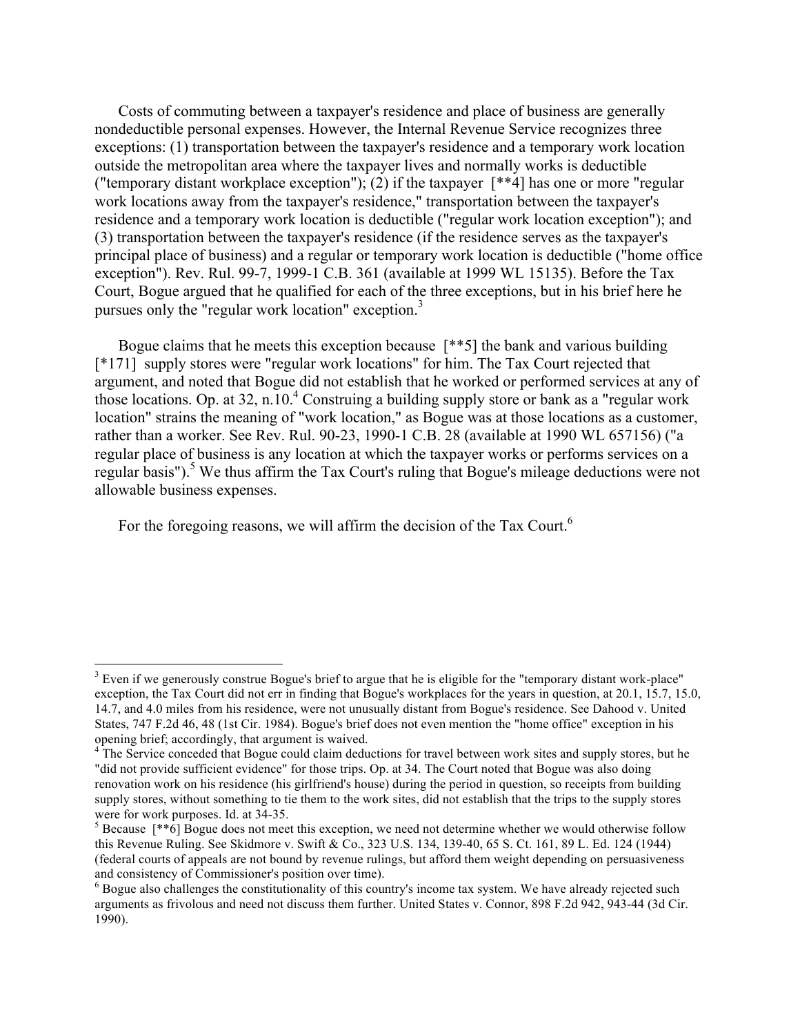Costs of commuting between a taxpayer's residence and place of business are generally nondeductible personal expenses. However, the Internal Revenue Service recognizes three exceptions: (1) transportation between the taxpayer's residence and a temporary work location outside the metropolitan area where the taxpayer lives and normally works is deductible ("temporary distant workplace exception"); (2) if the taxpayer [**4] has one or more "regular work locations away from the taxpayer's residence," transportation between the taxpayer's residence and a temporary work location is deductible ("regular work location exception"); and (3) transportation between the taxpayer's residence (if the residence serves as the taxpayer's principal place of business) and a regular or temporary work location is deductible ("home office exception"). Rev. Rul. 99-7, 1999-1 C.B. 361 (available at 1999 WL 15135). Before the Tax Court, Bogue argued that he qualified for each of the three exceptions, but in his brief here he pursues only the "regular work location" exception.[3]

Bogue claims that he meets this exception because [**5] the bank and various building [*171] supply stores were "regular work locations" for him. The Tax Court rejected that argument, and noted that Bogue did not establish that he worked or performed services at any of those locations. Op. at 32, n.10.[4] Construing a building supply store or bank as a "regular work location" strains the meaning of "work location," as Bogue was at those locations as a customer, rather than a worker. See Rev. Rul. 90-23, 1990-1 C.B. 28 (available at 1990 WL 657156) ("a regular place of business is any location at which the taxpayer works or performs services on a regular basis").[5] We thus affirm the Tax Court's ruling that Bogue's mileage deductions were not allowable business expenses.

For the foregoing reasons, we will affirm the decision of the Tax Court.[6]

---

[3] Even if we generously construe Bogue's brief to argue that he is eligible for the "temporary distant work-place" exception, the Tax Court did not err in finding that Bogue's workplaces for the years in question, at 20.1, 15.7, 15.0, 14.7, and 4.0 miles from his residence, were not unusually distant from Bogue's residence. See Dahood v. United States, 747 F.2d 46, 48 (1st Cir. 1984). Bogue's brief does not even mention the "home office" exception in his opening brief; accordingly, that argument is waived.

[4] The Service conceded that Bogue could claim deductions for travel between work sites and supply stores, but he "did not provide sufficient evidence" for those trips. Op. at 34. The Court noted that Bogue was also doing renovation work on his residence (his girlfriend's house) during the period in question, so receipts from building supply stores, without something to tie them to the work sites, did not establish that the trips to the supply stores were for work purposes. Id. at 34-35.

[5] Because [**6] Bogue does not meet this exception, we need not determine whether we would otherwise follow this Revenue Ruling. See Skidmore v. Swift & Co., 323 U.S. 134, 139-40, 65 S. Ct. 161, 89 L. Ed. 124 (1944) (federal courts of appeals are not bound by revenue rulings, but afford them weight depending on persuasiveness and consistency of Commissioner's position over time).

[6] Bogue also challenges the constitutionality of this country's income tax system. We have already rejected such arguments as frivolous and need not discuss them further. United States v. Connor, 898 F.2d 942, 943-44 (3d Cir. 1990).